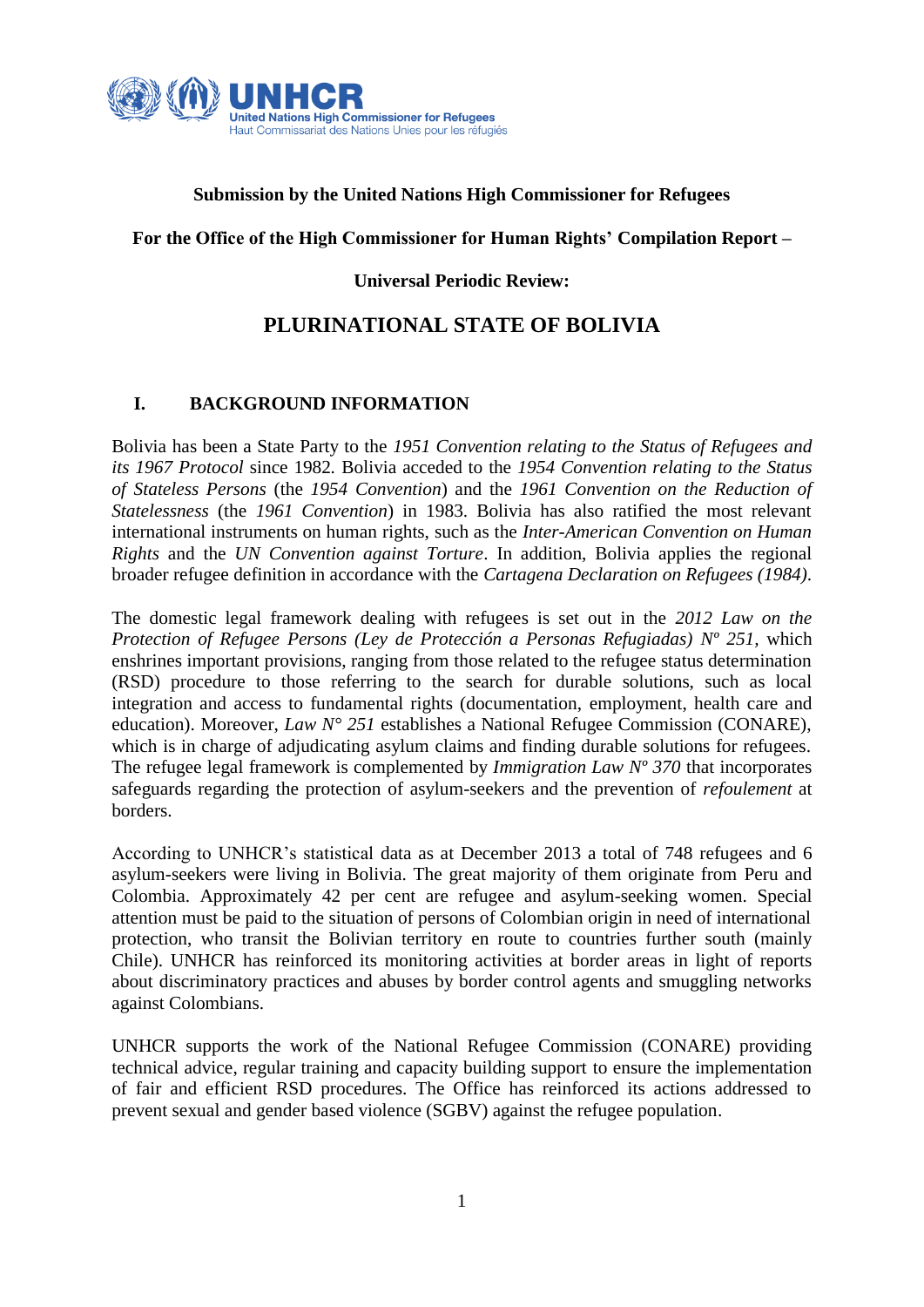UNHCR
United Nations High Commissioner for Refugees
Haut Commissariat des Nations Unies pour les réfugiés

**Submission by the United Nations High Commissioner for Refugees**

**For the Office of the High Commissioner for Human Rights' Compilation Report –**

**Universal Periodic Review:**

# PLURINATIONAL STATE OF BOLIVIA

## I. BACKGROUND INFORMATION

Bolivia has been a State Party to the *1951 Convention relating to the Status of Refugees and its 1967 Protocol* since 1982. Bolivia acceded to the *1954 Convention relating to the Status of Stateless Persons* (the *1954 Convention*) and the *1961 Convention on the Reduction of Statelessness* (the *1961 Convention*) in 1983. Bolivia has also ratified the most relevant international instruments on human rights, such as the *Inter-American Convention on Human Rights* and the *UN Convention against Torture*. In addition, Bolivia applies the regional broader refugee definition in accordance with the *Cartagena Declaration on Refugees (1984)*.

The domestic legal framework dealing with refugees is set out in the *2012 Law on the Protection of Refugee Persons (Ley de Protección a Personas Refugiadas) Nº 251*, which enshrines important provisions, ranging from those related to the refugee status determination (RSD) procedure to those referring to the search for durable solutions, such as local integration and access to fundamental rights (documentation, employment, health care and education). Moreover, *Law N° 251* establishes a National Refugee Commission (CONARE), which is in charge of adjudicating asylum claims and finding durable solutions for refugees. The refugee legal framework is complemented by *Immigration Law Nº 370* that incorporates safeguards regarding the protection of asylum-seekers and the prevention of *refoulement* at borders.

According to UNHCR's statistical data as at December 2013 a total of 748 refugees and 6 asylum-seekers were living in Bolivia. The great majority of them originate from Peru and Colombia. Approximately 42 per cent are refugee and asylum-seeking women. Special attention must be paid to the situation of persons of Colombian origin in need of international protection, who transit the Bolivian territory en route to countries further south (mainly Chile). UNHCR has reinforced its monitoring activities at border areas in light of reports about discriminatory practices and abuses by border control agents and smuggling networks against Colombians.

UNHCR supports the work of the National Refugee Commission (CONARE) providing technical advice, regular training and capacity building support to ensure the implementation of fair and efficient RSD procedures. The Office has reinforced its actions addressed to prevent sexual and gender based violence (SGBV) against the refugee population.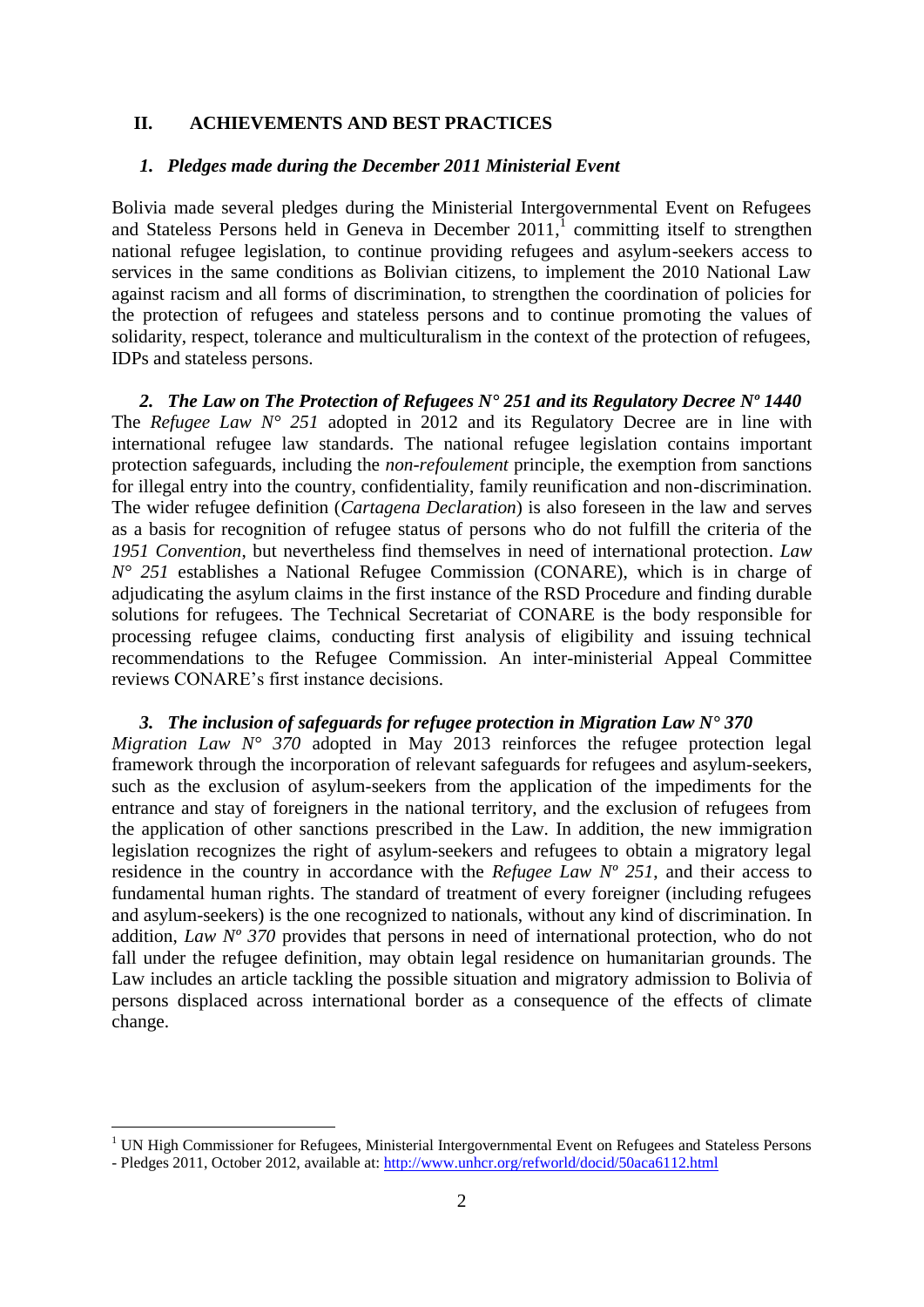## II. ACHIEVEMENTS AND BEST PRACTICES

### *1. Pledges made during the December 2011 Ministerial Event*

Bolivia made several pledges during the Ministerial Intergovernmental Event on Refugees and Stateless Persons held in Geneva in December 2011,[1] committing itself to strengthen national refugee legislation, to continue providing refugees and asylum-seekers access to services in the same conditions as Bolivian citizens, to implement the 2010 National Law against racism and all forms of discrimination, to strengthen the coordination of policies for the protection of refugees and stateless persons and to continue promoting the values of solidarity, respect, tolerance and multiculturalism in the context of the protection of refugees, IDPs and stateless persons.

### *2. The Law on The Protection of Refugees N° 251 and its Regulatory Decree Nº 1440*

The *Refugee Law N° 251* adopted in 2012 and its Regulatory Decree are in line with international refugee law standards. The national refugee legislation contains important protection safeguards, including the *non-refoulement* principle, the exemption from sanctions for illegal entry into the country, confidentiality, family reunification and non-discrimination. The wider refugee definition (*Cartagena Declaration*) is also foreseen in the law and serves as a basis for recognition of refugee status of persons who do not fulfill the criteria of the *1951 Convention*, but nevertheless find themselves in need of international protection. *Law N° 251* establishes a National Refugee Commission (CONARE), which is in charge of adjudicating the asylum claims in the first instance of the RSD Procedure and finding durable solutions for refugees. The Technical Secretariat of CONARE is the body responsible for processing refugee claims, conducting first analysis of eligibility and issuing technical recommendations to the Refugee Commission. An inter-ministerial Appeal Committee reviews CONARE's first instance decisions.

### *3. The inclusion of safeguards for refugee protection in Migration Law N° 370*

*Migration Law N° 370* adopted in May 2013 reinforces the refugee protection legal framework through the incorporation of relevant safeguards for refugees and asylum-seekers, such as the exclusion of asylum-seekers from the application of the impediments for the entrance and stay of foreigners in the national territory, and the exclusion of refugees from the application of other sanctions prescribed in the Law. In addition, the new immigration legislation recognizes the right of asylum-seekers and refugees to obtain a migratory legal residence in the country in accordance with the *Refugee Law Nº 251*, and their access to fundamental human rights. The standard of treatment of every foreigner (including refugees and asylum-seekers) is the one recognized to nationals, without any kind of discrimination. In addition, *Law Nº 370* provides that persons in need of international protection, who do not fall under the refugee definition, may obtain legal residence on humanitarian grounds. The Law includes an article tackling the possible situation and migratory admission to Bolivia of persons displaced across international border as a consequence of the effects of climate change.

---

[1] UN High Commissioner for Refugees, Ministerial Intergovernmental Event on Refugees and Stateless Persons - Pledges 2011, October 2012, available at: http://www.unhcr.org/refworld/docid/50aca6112.html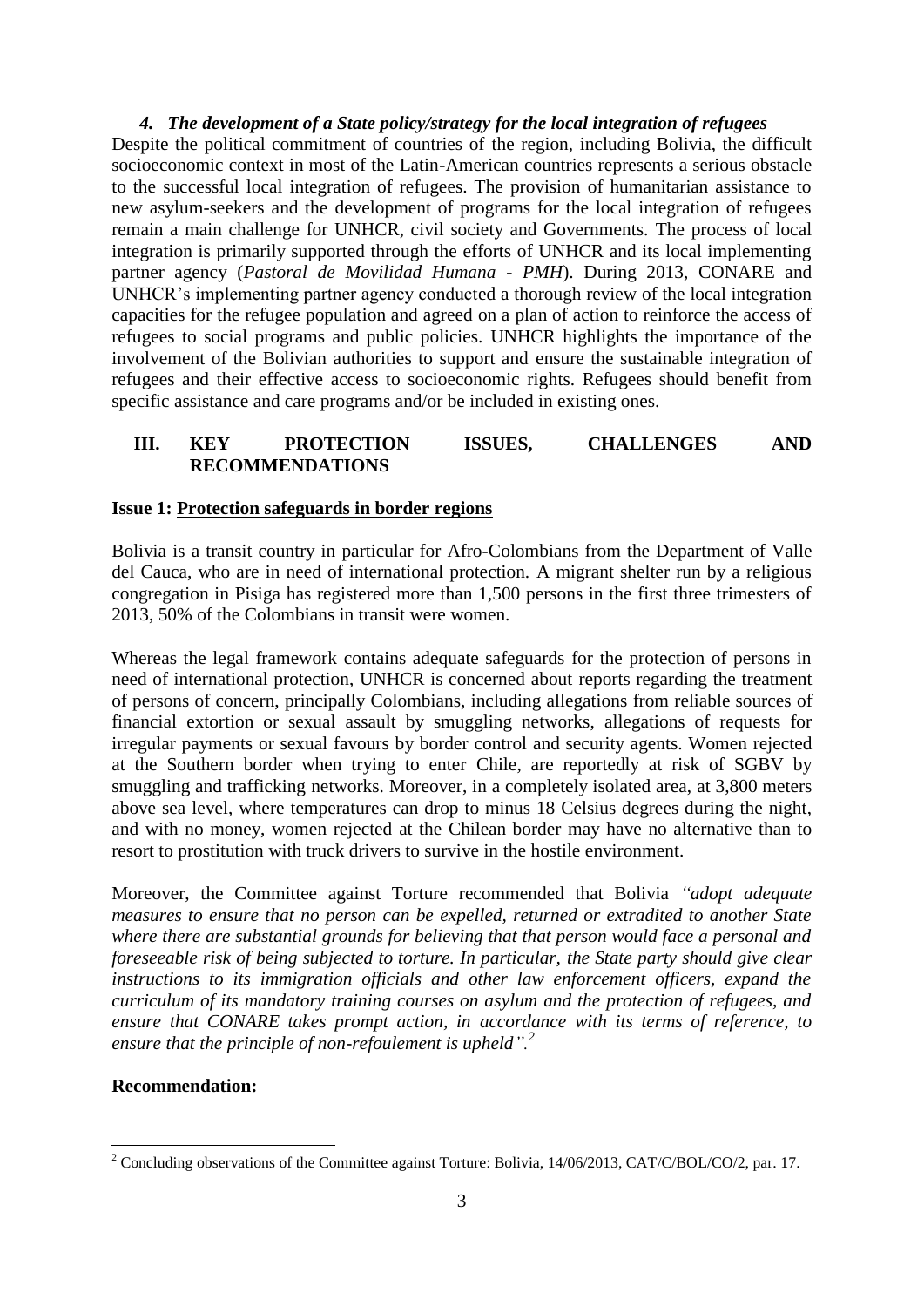#### *4. The development of a State policy/strategy for the local integration of refugees*

Despite the political commitment of countries of the region, including Bolivia, the difficult socioeconomic context in most of the Latin-American countries represents a serious obstacle to the successful local integration of refugees. The provision of humanitarian assistance to new asylum-seekers and the development of programs for the local integration of refugees remain a main challenge for UNHCR, civil society and Governments. The process of local integration is primarily supported through the efforts of UNHCR and its local implementing partner agency (*Pastoral de Movilidad Humana - PMH*). During 2013, CONARE and UNHCR's implementing partner agency conducted a thorough review of the local integration capacities for the refugee population and agreed on a plan of action to reinforce the access of refugees to social programs and public policies. UNHCR highlights the importance of the involvement of the Bolivian authorities to support and ensure the sustainable integration of refugees and their effective access to socioeconomic rights. Refugees should benefit from specific assistance and care programs and/or be included in existing ones.

## III. KEY PROTECTION ISSUES, CHALLENGES AND RECOMMENDATIONS

**Issue 1: <u>Protection safeguards in border regions</u>**

Bolivia is a transit country in particular for Afro-Colombians from the Department of Valle del Cauca, who are in need of international protection. A migrant shelter run by a religious congregation in Pisiga has registered more than 1,500 persons in the first three trimesters of 2013, 50% of the Colombians in transit were women.

Whereas the legal framework contains adequate safeguards for the protection of persons in need of international protection, UNHCR is concerned about reports regarding the treatment of persons of concern, principally Colombians, including allegations from reliable sources of financial extortion or sexual assault by smuggling networks, allegations of requests for irregular payments or sexual favours by border control and security agents. Women rejected at the Southern border when trying to enter Chile, are reportedly at risk of SGBV by smuggling and trafficking networks. Moreover, in a completely isolated area, at 3,800 meters above sea level, where temperatures can drop to minus 18 Celsius degrees during the night, and with no money, women rejected at the Chilean border may have no alternative than to resort to prostitution with truck drivers to survive in the hostile environment.

Moreover, the Committee against Torture recommended that Bolivia *"adopt adequate measures to ensure that no person can be expelled, returned or extradited to another State where there are substantial grounds for believing that that person would face a personal and foreseeable risk of being subjected to torture. In particular, the State party should give clear instructions to its immigration officials and other law enforcement officers, expand the curriculum of its mandatory training courses on asylum and the protection of refugees, and ensure that CONARE takes prompt action, in accordance with its terms of reference, to ensure that the principle of non-refoulement is upheld".*[2]

**Recommendation:**

---

[2] Concluding observations of the Committee against Torture: Bolivia, 14/06/2013, CAT/C/BOL/CO/2, par. 17.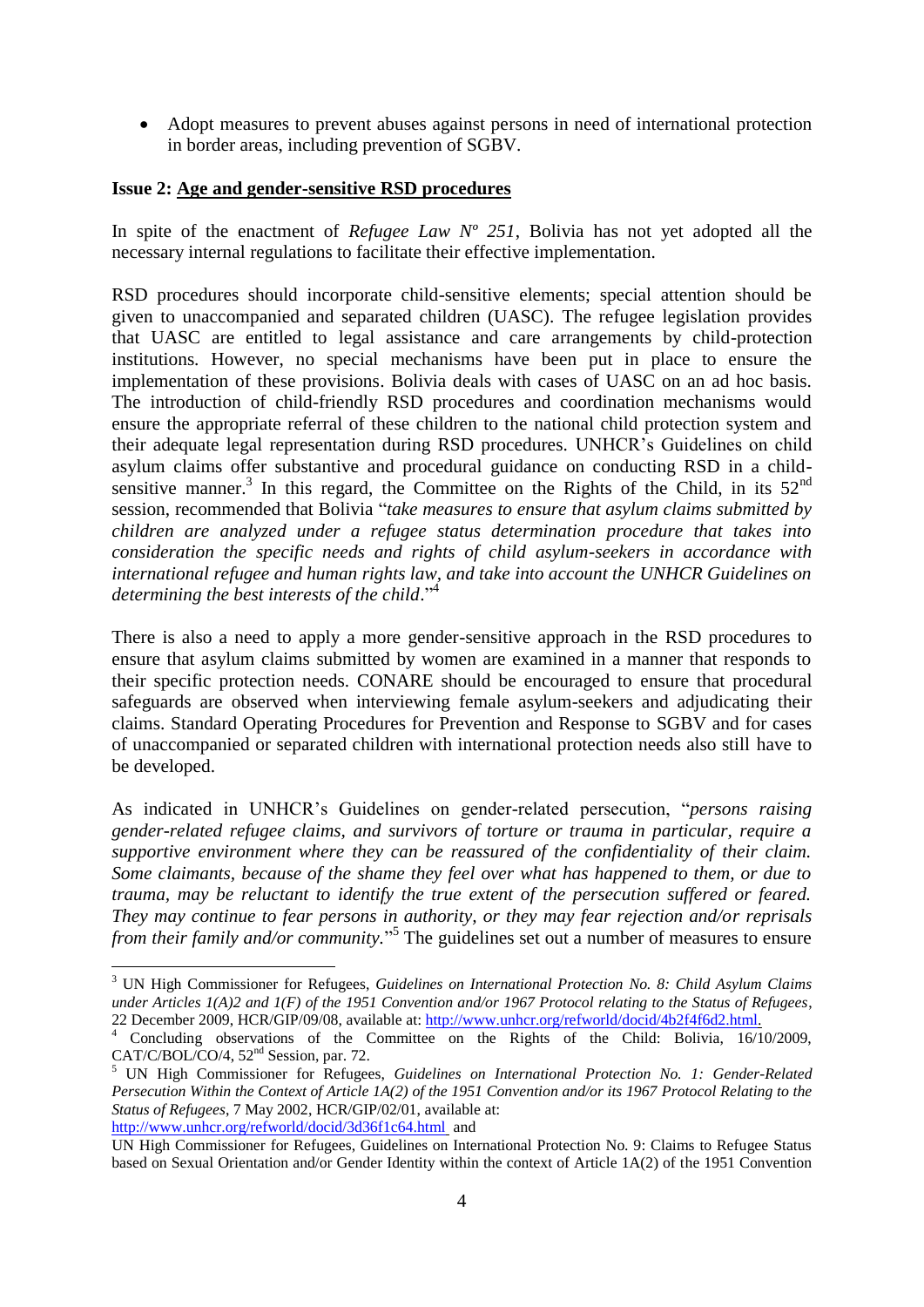- Adopt measures to prevent abuses against persons in need of international protection in border areas, including prevention of SGBV.

**Issue 2: Age and gender-sensitive RSD procedures**

In spite of the enactment of *Refugee Law Nº 251*, Bolivia has not yet adopted all the necessary internal regulations to facilitate their effective implementation.

RSD procedures should incorporate child-sensitive elements; special attention should be given to unaccompanied and separated children (UASC). The refugee legislation provides that UASC are entitled to legal assistance and care arrangements by child-protection institutions. However, no special mechanisms have been put in place to ensure the implementation of these provisions. Bolivia deals with cases of UASC on an ad hoc basis. The introduction of child-friendly RSD procedures and coordination mechanisms would ensure the appropriate referral of these children to the national child protection system and their adequate legal representation during RSD procedures. UNHCR's Guidelines on child asylum claims offer substantive and procedural guidance on conducting RSD in a child-sensitive manner.[3] In this regard, the Committee on the Rights of the Child, in its 52nd session, recommended that Bolivia "*take measures to ensure that asylum claims submitted by children are analyzed under a refugee status determination procedure that takes into consideration the specific needs and rights of child asylum-seekers in accordance with international refugee and human rights law, and take into account the UNHCR Guidelines on determining the best interests of the child*."[4]

There is also a need to apply a more gender-sensitive approach in the RSD procedures to ensure that asylum claims submitted by women are examined in a manner that responds to their specific protection needs. CONARE should be encouraged to ensure that procedural safeguards are observed when interviewing female asylum-seekers and adjudicating their claims. Standard Operating Procedures for Prevention and Response to SGBV and for cases of unaccompanied or separated children with international protection needs also still have to be developed.

As indicated in UNHCR's Guidelines on gender-related persecution, "*persons raising gender-related refugee claims, and survivors of torture or trauma in particular, require a supportive environment where they can be reassured of the confidentiality of their claim. Some claimants, because of the shame they feel over what has happened to them, or due to trauma, may be reluctant to identify the true extent of the persecution suffered or feared. They may continue to fear persons in authority, or they may fear rejection and/or reprisals from their family and/or community.*"[5] The guidelines set out a number of measures to ensure

---

[3] UN High Commissioner for Refugees, *Guidelines on International Protection No. 8: Child Asylum Claims under Articles 1(A)2 and 1(F) of the 1951 Convention and/or 1967 Protocol relating to the Status of Refugees*, 22 December 2009, HCR/GIP/09/08, available at: http://www.unhcr.org/refworld/docid/4b2f4f6d2.html.

[4] Concluding observations of the Committee on the Rights of the Child: Bolivia, 16/10/2009, CAT/C/BOL/CO/4, 52nd Session, par. 72.

[5] UN High Commissioner for Refugees, *Guidelines on International Protection No. 1: Gender-Related Persecution Within the Context of Article 1A(2) of the 1951 Convention and/or its 1967 Protocol Relating to the Status of Refugees*, 7 May 2002, HCR/GIP/02/01, available at: http://www.unhcr.org/refworld/docid/3d36f1c64.html and
UN High Commissioner for Refugees, Guidelines on International Protection No. 9: Claims to Refugee Status based on Sexual Orientation and/or Gender Identity within the context of Article 1A(2) of the 1951 Convention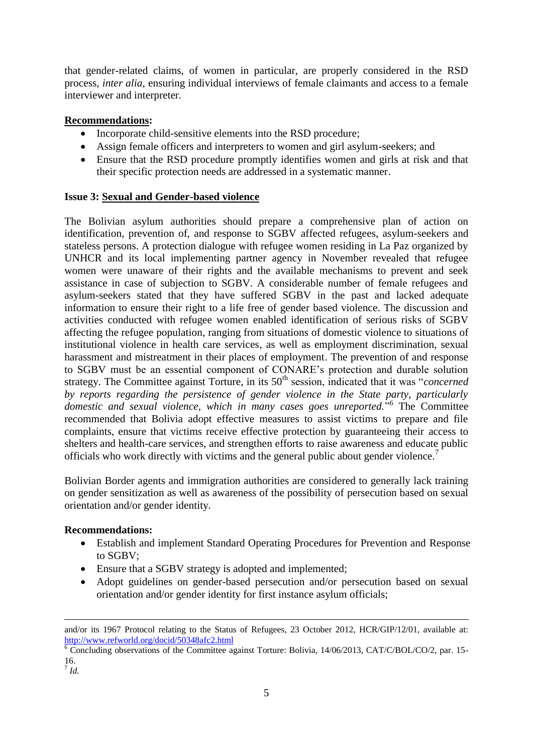that gender-related claims, of women in particular, are properly considered in the RSD process, *inter alia*, ensuring individual interviews of female claimants and access to a female interviewer and interpreter.

**Recommendations:**

- Incorporate child-sensitive elements into the RSD procedure;
- Assign female officers and interpreters to women and girl asylum-seekers; and
- Ensure that the RSD procedure promptly identifies women and girls at risk and that their specific protection needs are addressed in a systematic manner.

**Issue 3: Sexual and Gender-based violence**

The Bolivian asylum authorities should prepare a comprehensive plan of action on identification, prevention of, and response to SGBV affected refugees, asylum-seekers and stateless persons. A protection dialogue with refugee women residing in La Paz organized by UNHCR and its local implementing partner agency in November revealed that refugee women were unaware of their rights and the available mechanisms to prevent and seek assistance in case of subjection to SGBV. A considerable number of female refugees and asylum-seekers stated that they have suffered SGBV in the past and lacked adequate information to ensure their right to a life free of gender based violence. The discussion and activities conducted with refugee women enabled identification of serious risks of SGBV affecting the refugee population, ranging from situations of domestic violence to situations of institutional violence in health care services, as well as employment discrimination, sexual harassment and mistreatment in their places of employment. The prevention of and response to SGBV must be an essential component of CONARE's protection and durable solution strategy. The Committee against Torture, in its 50th session, indicated that it was "*concerned by reports regarding the persistence of gender violence in the State party, particularly domestic and sexual violence, which in many cases goes unreported.*"[6] The Committee recommended that Bolivia adopt effective measures to assist victims to prepare and file complaints, ensure that victims receive effective protection by guaranteeing their access to shelters and health-care services, and strengthen efforts to raise awareness and educate public officials who work directly with victims and the general public about gender violence.[7]

Bolivian Border agents and immigration authorities are considered to generally lack training on gender sensitization as well as awareness of the possibility of persecution based on sexual orientation and/or gender identity.

**Recommendations:**

- Establish and implement Standard Operating Procedures for Prevention and Response to SGBV;
- Ensure that a SGBV strategy is adopted and implemented;
- Adopt guidelines on gender-based persecution and/or persecution based on sexual orientation and/or gender identity for first instance asylum officials;

---

and/or its 1967 Protocol relating to the Status of Refugees, 23 October 2012, HCR/GIP/12/01, available at: http://www.refworld.org/docid/50348afc2.html

[6] Concluding observations of the Committee against Torture: Bolivia, 14/06/2013, CAT/C/BOL/CO/2, par. 15-16.

[7] *Id.*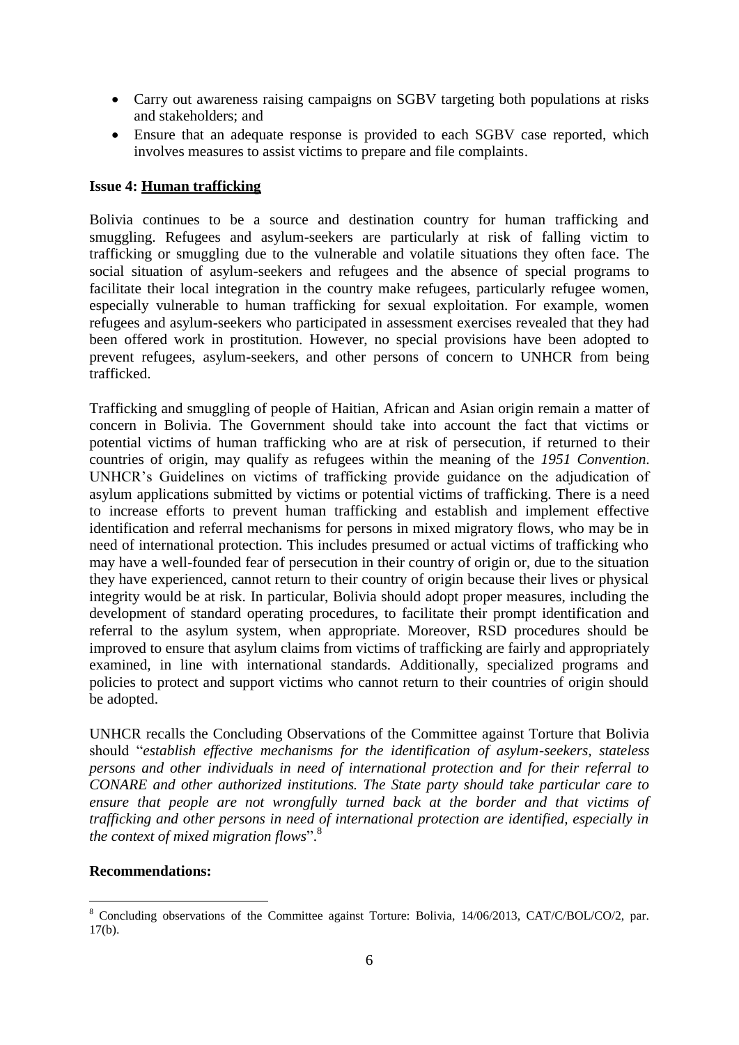- Carry out awareness raising campaigns on SGBV targeting both populations at risks and stakeholders; and
- Ensure that an adequate response is provided to each SGBV case reported, which involves measures to assist victims to prepare and file complaints.

**Issue 4: Human trafficking**

Bolivia continues to be a source and destination country for human trafficking and smuggling. Refugees and asylum-seekers are particularly at risk of falling victim to trafficking or smuggling due to the vulnerable and volatile situations they often face. The social situation of asylum-seekers and refugees and the absence of special programs to facilitate their local integration in the country make refugees, particularly refugee women, especially vulnerable to human trafficking for sexual exploitation. For example, women refugees and asylum-seekers who participated in assessment exercises revealed that they had been offered work in prostitution. However, no special provisions have been adopted to prevent refugees, asylum-seekers, and other persons of concern to UNHCR from being trafficked.

Trafficking and smuggling of people of Haitian, African and Asian origin remain a matter of concern in Bolivia. The Government should take into account the fact that victims or potential victims of human trafficking who are at risk of persecution, if returned to their countries of origin, may qualify as refugees within the meaning of the *1951 Convention*. UNHCR's Guidelines on victims of trafficking provide guidance on the adjudication of asylum applications submitted by victims or potential victims of trafficking. There is a need to increase efforts to prevent human trafficking and establish and implement effective identification and referral mechanisms for persons in mixed migratory flows, who may be in need of international protection. This includes presumed or actual victims of trafficking who may have a well-founded fear of persecution in their country of origin or, due to the situation they have experienced, cannot return to their country of origin because their lives or physical integrity would be at risk. In particular, Bolivia should adopt proper measures, including the development of standard operating procedures, to facilitate their prompt identification and referral to the asylum system, when appropriate. Moreover, RSD procedures should be improved to ensure that asylum claims from victims of trafficking are fairly and appropriately examined, in line with international standards. Additionally, specialized programs and policies to protect and support victims who cannot return to their countries of origin should be adopted.

UNHCR recalls the Concluding Observations of the Committee against Torture that Bolivia should "*establish effective mechanisms for the identification of asylum-seekers, stateless persons and other individuals in need of international protection and for their referral to CONARE and other authorized institutions. The State party should take particular care to ensure that people are not wrongfully turned back at the border and that victims of trafficking and other persons in need of international protection are identified, especially in the context of mixed migration flows*".[8]

**Recommendations:**

[8] Concluding observations of the Committee against Torture: Bolivia, 14/06/2013, CAT/C/BOL/CO/2, par. 17(b).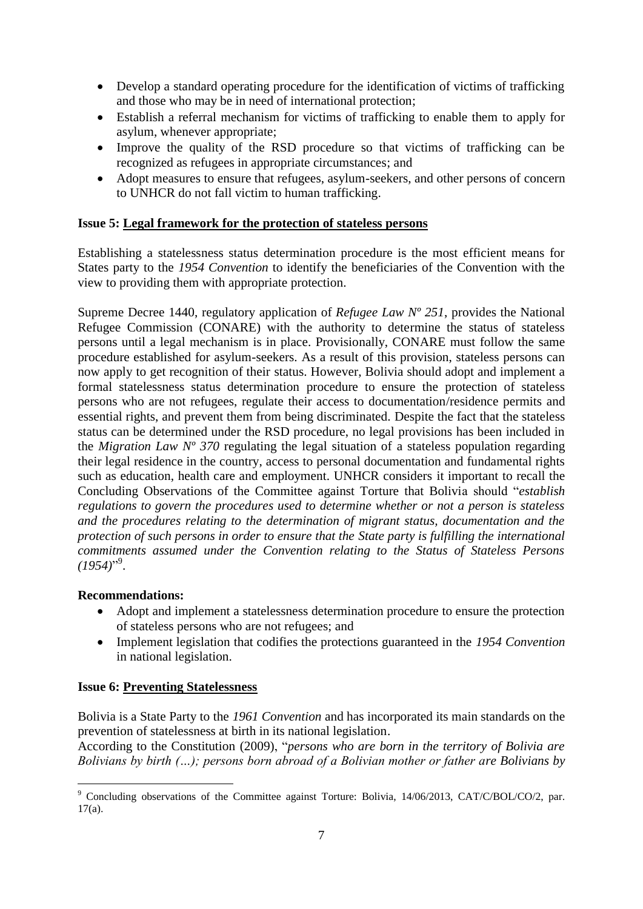- Develop a standard operating procedure for the identification of victims of trafficking and those who may be in need of international protection;
- Establish a referral mechanism for victims of trafficking to enable them to apply for asylum, whenever appropriate;
- Improve the quality of the RSD procedure so that victims of trafficking can be recognized as refugees in appropriate circumstances; and
- Adopt measures to ensure that refugees, asylum-seekers, and other persons of concern to UNHCR do not fall victim to human trafficking.

**Issue 5: Legal framework for the protection of stateless persons**

Establishing a statelessness status determination procedure is the most efficient means for States party to the *1954 Convention* to identify the beneficiaries of the Convention with the view to providing them with appropriate protection.

Supreme Decree 1440, regulatory application of *Refugee Law Nº 251*, provides the National Refugee Commission (CONARE) with the authority to determine the status of stateless persons until a legal mechanism is in place. Provisionally, CONARE must follow the same procedure established for asylum-seekers. As a result of this provision, stateless persons can now apply to get recognition of their status. However, Bolivia should adopt and implement a formal statelessness status determination procedure to ensure the protection of stateless persons who are not refugees, regulate their access to documentation/residence permits and essential rights, and prevent them from being discriminated. Despite the fact that the stateless status can be determined under the RSD procedure, no legal provisions has been included in the *Migration Law Nº 370* regulating the legal situation of a stateless population regarding their legal residence in the country, access to personal documentation and fundamental rights such as education, health care and employment. UNHCR considers it important to recall the Concluding Observations of the Committee against Torture that Bolivia should "*establish regulations to govern the procedures used to determine whether or not a person is stateless and the procedures relating to the determination of migrant status, documentation and the protection of such persons in order to ensure that the State party is fulfilling the international commitments assumed under the Convention relating to the Status of Stateless Persons (1954)*"[9].

**Recommendations:**

- Adopt and implement a statelessness determination procedure to ensure the protection of stateless persons who are not refugees; and
- Implement legislation that codifies the protections guaranteed in the *1954 Convention* in national legislation.

**Issue 6: Preventing Statelessness**

Bolivia is a State Party to the *1961 Convention* and has incorporated its main standards on the prevention of statelessness at birth in its national legislation.
According to the Constitution (2009), "*persons who are born in the territory of Bolivia are Bolivians by birth (…); persons born abroad of a Bolivian mother or father are Bolivians by*

[9] Concluding observations of the Committee against Torture: Bolivia, 14/06/2013, CAT/C/BOL/CO/2, par. 17(a).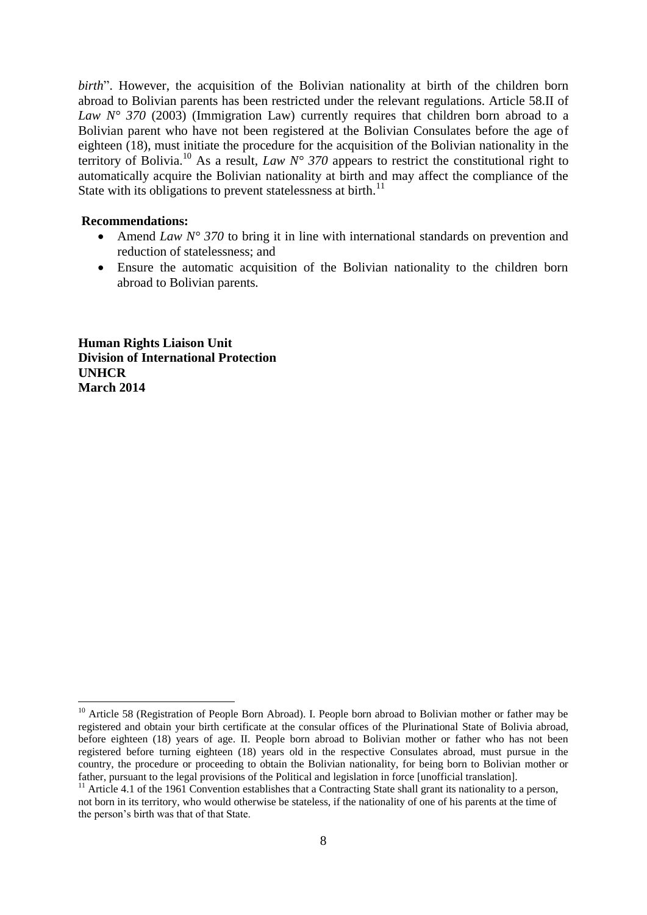*birth*". However, the acquisition of the Bolivian nationality at birth of the children born abroad to Bolivian parents has been restricted under the relevant regulations. Article 58.II of *Law N° 370* (2003) (Immigration Law) currently requires that children born abroad to a Bolivian parent who have not been registered at the Bolivian Consulates before the age of eighteen (18), must initiate the procedure for the acquisition of the Bolivian nationality in the territory of Bolivia.[10] As a result, *Law N° 370* appears to restrict the constitutional right to automatically acquire the Bolivian nationality at birth and may affect the compliance of the State with its obligations to prevent statelessness at birth.[11]

**Recommendations:**

- Amend *Law N° 370* to bring it in line with international standards on prevention and reduction of statelessness; and
- Ensure the automatic acquisition of the Bolivian nationality to the children born abroad to Bolivian parents.

**Human Rights Liaison Unit**
**Division of International Protection**
**UNHCR**
**March 2014**

---

[10] Article 58 (Registration of People Born Abroad). I. People born abroad to Bolivian mother or father may be registered and obtain your birth certificate at the consular offices of the Plurinational State of Bolivia abroad, before eighteen (18) years of age. II. People born abroad to Bolivian mother or father who has not been registered before turning eighteen (18) years old in the respective Consulates abroad, must pursue in the country, the procedure or proceeding to obtain the Bolivian nationality, for being born to Bolivian mother or father, pursuant to the legal provisions of the Political and legislation in force [unofficial translation].

[11] Article 4.1 of the 1961 Convention establishes that a Contracting State shall grant its nationality to a person, not born in its territory, who would otherwise be stateless, if the nationality of one of his parents at the time of the person's birth was that of that State.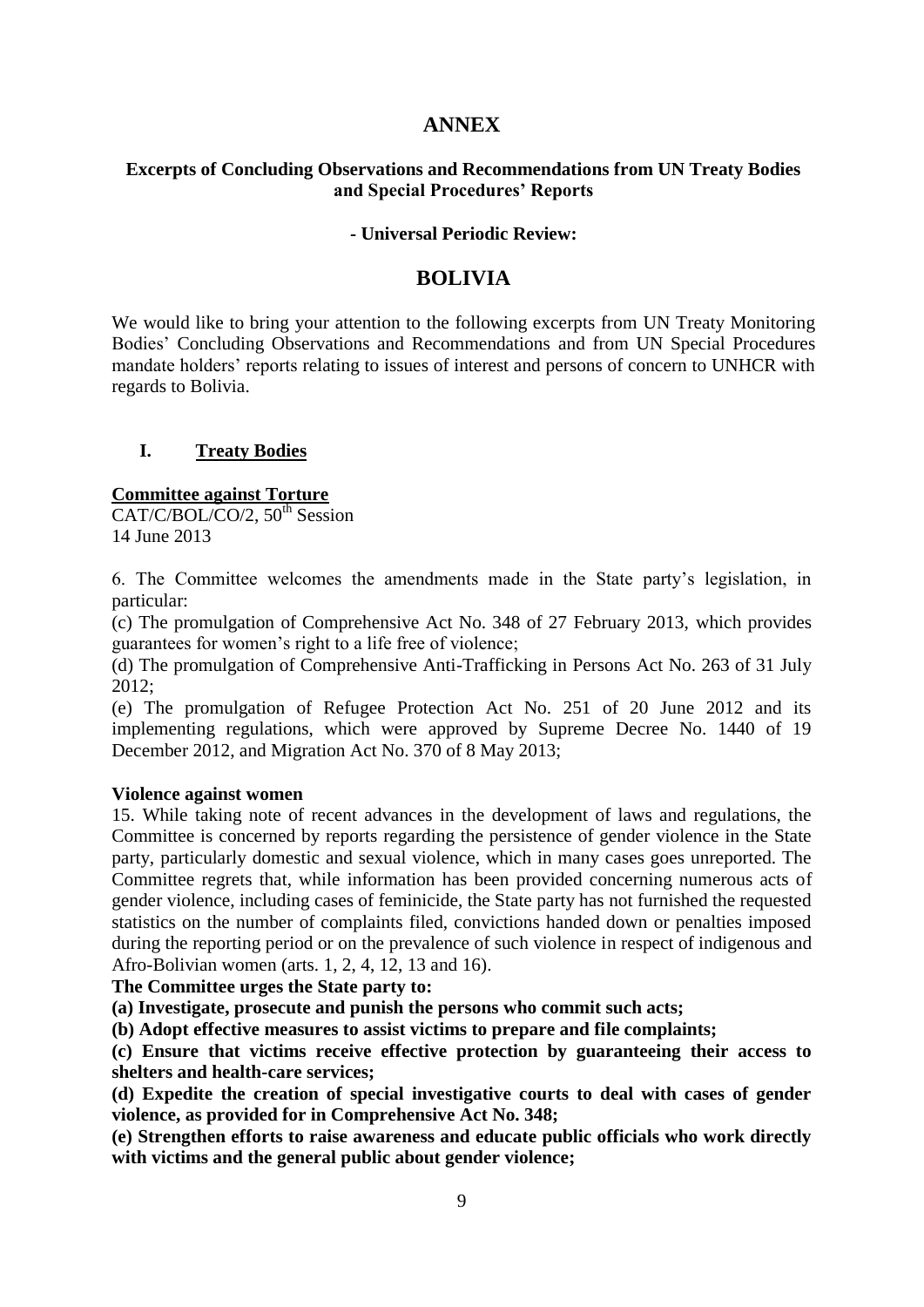# ANNEX

**Excerpts of Concluding Observations and Recommendations from UN Treaty Bodies and Special Procedures' Reports**

**- Universal Periodic Review:**

# BOLIVIA

We would like to bring your attention to the following excerpts from UN Treaty Monitoring Bodies' Concluding Observations and Recommendations and from UN Special Procedures mandate holders' reports relating to issues of interest and persons of concern to UNHCR with regards to Bolivia.

## I. Treaty Bodies

**Committee against Torture**
CAT/C/BOL/CO/2, 50th Session
14 June 2013

6. The Committee welcomes the amendments made in the State party's legislation, in particular:

(c) The promulgation of Comprehensive Act No. 348 of 27 February 2013, which provides guarantees for women's right to a life free of violence;

(d) The promulgation of Comprehensive Anti-Trafficking in Persons Act No. 263 of 31 July 2012;

(e) The promulgation of Refugee Protection Act No. 251 of 20 June 2012 and its implementing regulations, which were approved by Supreme Decree No. 1440 of 19 December 2012, and Migration Act No. 370 of 8 May 2013;

**Violence against women**

15. While taking note of recent advances in the development of laws and regulations, the Committee is concerned by reports regarding the persistence of gender violence in the State party, particularly domestic and sexual violence, which in many cases goes unreported. The Committee regrets that, while information has been provided concerning numerous acts of gender violence, including cases of feminicide, the State party has not furnished the requested statistics on the number of complaints filed, convictions handed down or penalties imposed during the reporting period or on the prevalence of such violence in respect of indigenous and Afro-Bolivian women (arts. 1, 2, 4, 12, 13 and 16).

**The Committee urges the State party to:**

**(a) Investigate, prosecute and punish the persons who commit such acts;**

**(b) Adopt effective measures to assist victims to prepare and file complaints;**

**(c) Ensure that victims receive effective protection by guaranteeing their access to shelters and health-care services;**

**(d) Expedite the creation of special investigative courts to deal with cases of gender violence, as provided for in Comprehensive Act No. 348;**

**(e) Strengthen efforts to raise awareness and educate public officials who work directly with victims and the general public about gender violence;**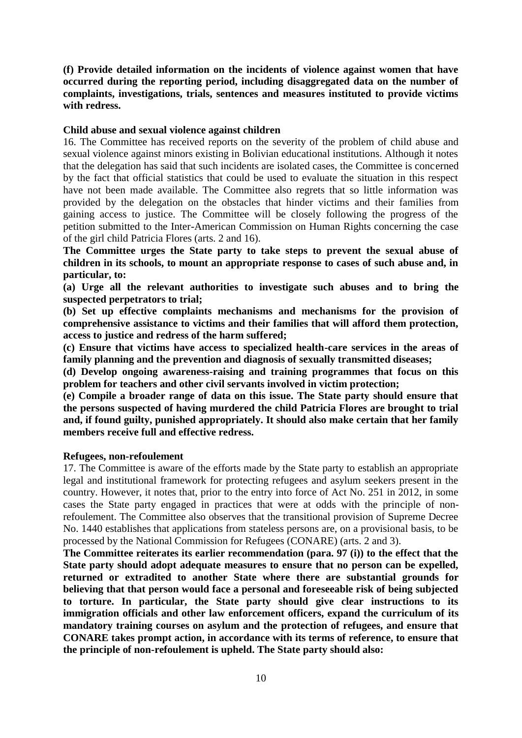**(f) Provide detailed information on the incidents of violence against women that have occurred during the reporting period, including disaggregated data on the number of complaints, investigations, trials, sentences and measures instituted to provide victims with redress.**

**Child abuse and sexual violence against children**

16. The Committee has received reports on the severity of the problem of child abuse and sexual violence against minors existing in Bolivian educational institutions. Although it notes that the delegation has said that such incidents are isolated cases, the Committee is concerned by the fact that official statistics that could be used to evaluate the situation in this respect have not been made available. The Committee also regrets that so little information was provided by the delegation on the obstacles that hinder victims and their families from gaining access to justice. The Committee will be closely following the progress of the petition submitted to the Inter-American Commission on Human Rights concerning the case of the girl child Patricia Flores (arts. 2 and 16).

**The Committee urges the State party to take steps to prevent the sexual abuse of children in its schools, to mount an appropriate response to cases of such abuse and, in particular, to:**

**(a) Urge all the relevant authorities to investigate such abuses and to bring the suspected perpetrators to trial;**

**(b) Set up effective complaints mechanisms and mechanisms for the provision of comprehensive assistance to victims and their families that will afford them protection, access to justice and redress of the harm suffered;**

**(c) Ensure that victims have access to specialized health-care services in the areas of family planning and the prevention and diagnosis of sexually transmitted diseases;**

**(d) Develop ongoing awareness-raising and training programmes that focus on this problem for teachers and other civil servants involved in victim protection;**

**(e) Compile a broader range of data on this issue. The State party should ensure that the persons suspected of having murdered the child Patricia Flores are brought to trial and, if found guilty, punished appropriately. It should also make certain that her family members receive full and effective redress.**

**Refugees, non-refoulement**

17. The Committee is aware of the efforts made by the State party to establish an appropriate legal and institutional framework for protecting refugees and asylum seekers present in the country. However, it notes that, prior to the entry into force of Act No. 251 in 2012, in some cases the State party engaged in practices that were at odds with the principle of non-refoulement. The Committee also observes that the transitional provision of Supreme Decree No. 1440 establishes that applications from stateless persons are, on a provisional basis, to be processed by the National Commission for Refugees (CONARE) (arts. 2 and 3).

**The Committee reiterates its earlier recommendation (para. 97 (i)) to the effect that the State party should adopt adequate measures to ensure that no person can be expelled, returned or extradited to another State where there are substantial grounds for believing that that person would face a personal and foreseeable risk of being subjected to torture. In particular, the State party should give clear instructions to its immigration officials and other law enforcement officers, expand the curriculum of its mandatory training courses on asylum and the protection of refugees, and ensure that CONARE takes prompt action, in accordance with its terms of reference, to ensure that the principle of non-refoulement is upheld. The State party should also:**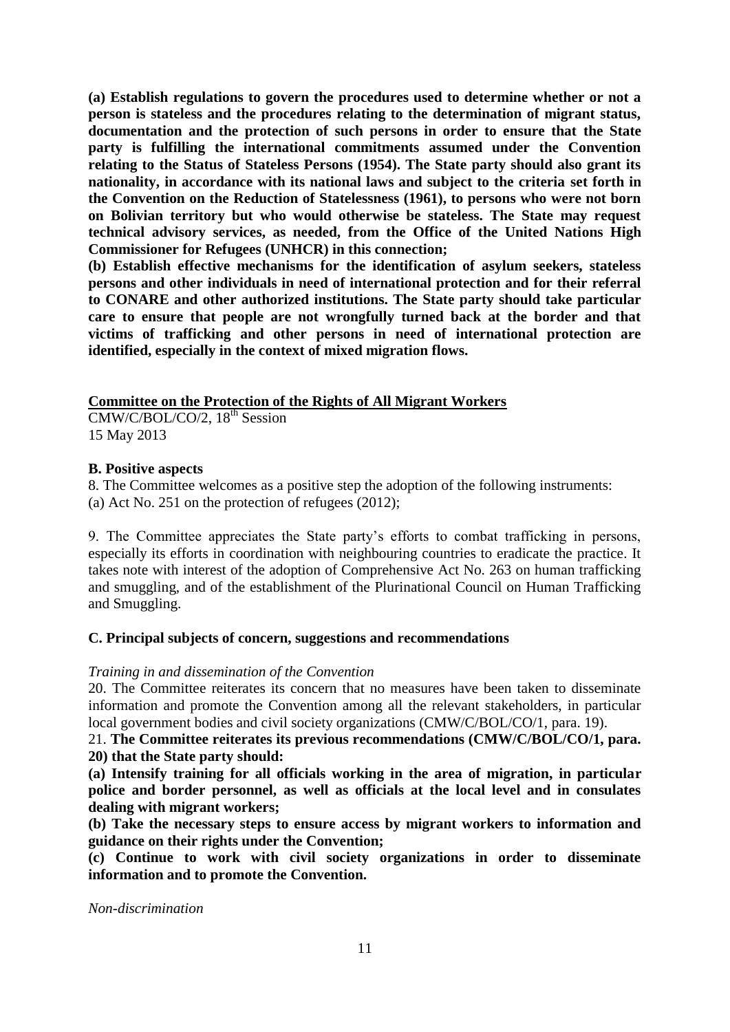**(a) Establish regulations to govern the procedures used to determine whether or not a person is stateless and the procedures relating to the determination of migrant status, documentation and the protection of such persons in order to ensure that the State party is fulfilling the international commitments assumed under the Convention relating to the Status of Stateless Persons (1954). The State party should also grant its nationality, in accordance with its national laws and subject to the criteria set forth in the Convention on the Reduction of Statelessness (1961), to persons who were not born on Bolivian territory but who would otherwise be stateless. The State may request technical advisory services, as needed, from the Office of the United Nations High Commissioner for Refugees (UNHCR) in this connection;**

**(b) Establish effective mechanisms for the identification of asylum seekers, stateless persons and other individuals in need of international protection and for their referral to CONARE and other authorized institutions. The State party should take particular care to ensure that people are not wrongfully turned back at the border and that victims of trafficking and other persons in need of international protection are identified, especially in the context of mixed migration flows.**

## Committee on the Protection of the Rights of All Migrant Workers

CMW/C/BOL/CO/2, 18th Session
15 May 2013

### B. Positive aspects

8. The Committee welcomes as a positive step the adoption of the following instruments:
(a) Act No. 251 on the protection of refugees (2012);

9. The Committee appreciates the State party's efforts to combat trafficking in persons, especially its efforts in coordination with neighbouring countries to eradicate the practice. It takes note with interest of the adoption of Comprehensive Act No. 263 on human trafficking and smuggling, and of the establishment of the Plurinational Council on Human Trafficking and Smuggling.

### C. Principal subjects of concern, suggestions and recommendations

*Training in and dissemination of the Convention*

20. The Committee reiterates its concern that no measures have been taken to disseminate information and promote the Convention among all the relevant stakeholders, in particular local government bodies and civil society organizations (CMW/C/BOL/CO/1, para. 19).

21. **The Committee reiterates its previous recommendations (CMW/C/BOL/CO/1, para. 20) that the State party should:**

**(a) Intensify training for all officials working in the area of migration, in particular police and border personnel, as well as officials at the local level and in consulates dealing with migrant workers;**

**(b) Take the necessary steps to ensure access by migrant workers to information and guidance on their rights under the Convention;**

**(c) Continue to work with civil society organizations in order to disseminate information and to promote the Convention.**

*Non-discrimination*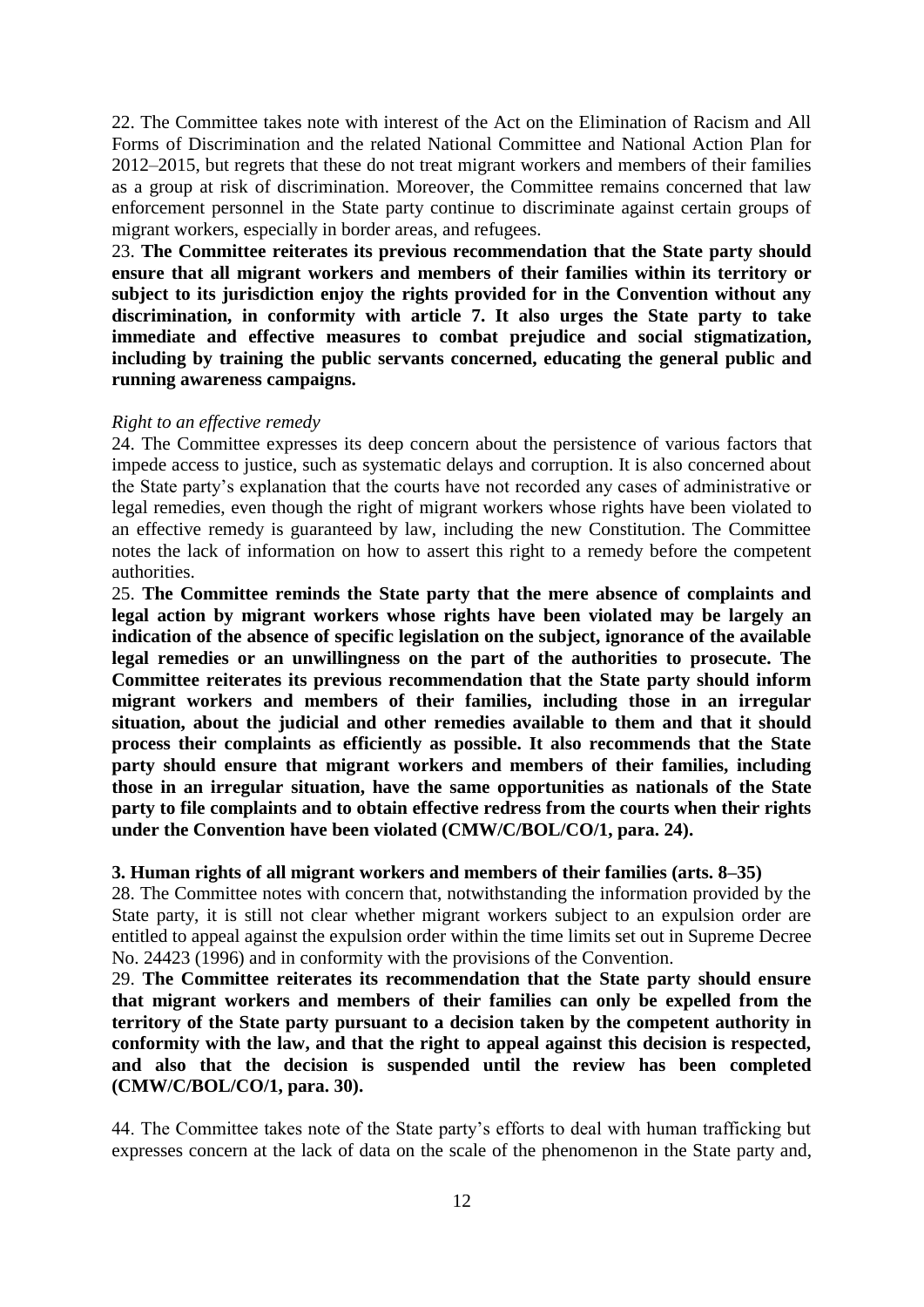22. The Committee takes note with interest of the Act on the Elimination of Racism and All Forms of Discrimination and the related National Committee and National Action Plan for 2012–2015, but regrets that these do not treat migrant workers and members of their families as a group at risk of discrimination. Moreover, the Committee remains concerned that law enforcement personnel in the State party continue to discriminate against certain groups of migrant workers, especially in border areas, and refugees.

23. **The Committee reiterates its previous recommendation that the State party should ensure that all migrant workers and members of their families within its territory or subject to its jurisdiction enjoy the rights provided for in the Convention without any discrimination, in conformity with article 7. It also urges the State party to take immediate and effective measures to combat prejudice and social stigmatization, including by training the public servants concerned, educating the general public and running awareness campaigns.**

*Right to an effective remedy*

24. The Committee expresses its deep concern about the persistence of various factors that impede access to justice, such as systematic delays and corruption. It is also concerned about the State party's explanation that the courts have not recorded any cases of administrative or legal remedies, even though the right of migrant workers whose rights have been violated to an effective remedy is guaranteed by law, including the new Constitution. The Committee notes the lack of information on how to assert this right to a remedy before the competent authorities.

25. **The Committee reminds the State party that the mere absence of complaints and legal action by migrant workers whose rights have been violated may be largely an indication of the absence of specific legislation on the subject, ignorance of the available legal remedies or an unwillingness on the part of the authorities to prosecute. The Committee reiterates its previous recommendation that the State party should inform migrant workers and members of their families, including those in an irregular situation, about the judicial and other remedies available to them and that it should process their complaints as efficiently as possible. It also recommends that the State party should ensure that migrant workers and members of their families, including those in an irregular situation, have the same opportunities as nationals of the State party to file complaints and to obtain effective redress from the courts when their rights under the Convention have been violated (CMW/C/BOL/CO/1, para. 24).**

**3. Human rights of all migrant workers and members of their families (arts. 8–35)**

28. The Committee notes with concern that, notwithstanding the information provided by the State party, it is still not clear whether migrant workers subject to an expulsion order are entitled to appeal against the expulsion order within the time limits set out in Supreme Decree No. 24423 (1996) and in conformity with the provisions of the Convention.

29. **The Committee reiterates its recommendation that the State party should ensure that migrant workers and members of their families can only be expelled from the territory of the State party pursuant to a decision taken by the competent authority in conformity with the law, and that the right to appeal against this decision is respected, and also that the decision is suspended until the review has been completed (CMW/C/BOL/CO/1, para. 30).**

44. The Committee takes note of the State party's efforts to deal with human trafficking but expresses concern at the lack of data on the scale of the phenomenon in the State party and,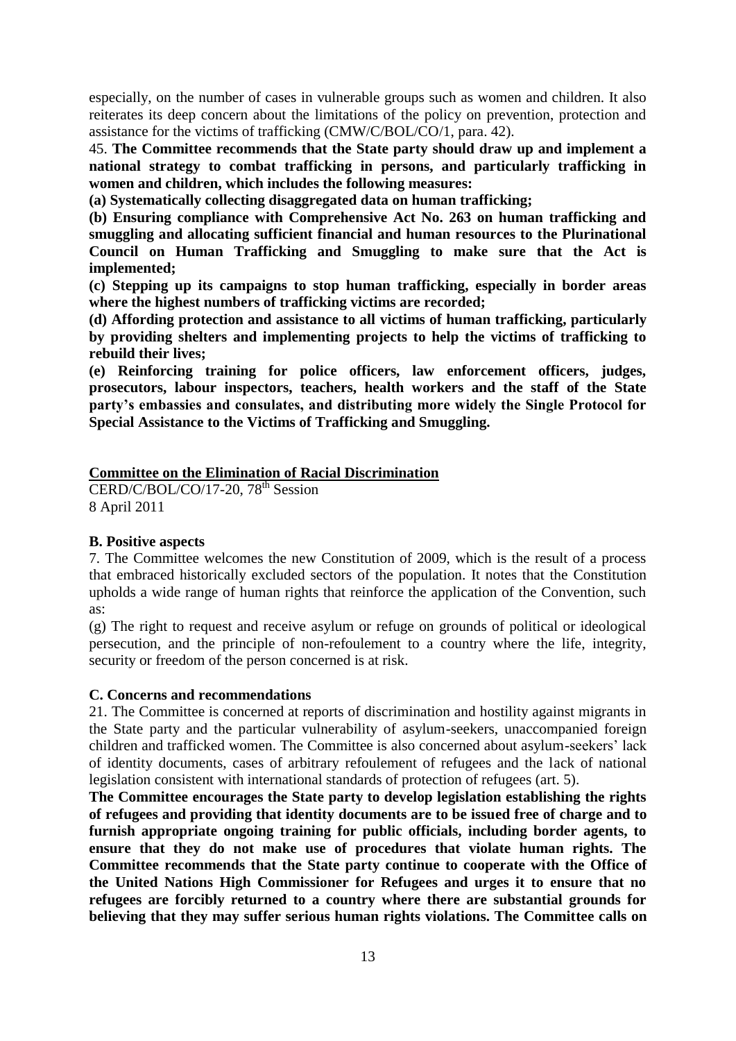especially, on the number of cases in vulnerable groups such as women and children. It also reiterates its deep concern about the limitations of the policy on prevention, protection and assistance for the victims of trafficking (CMW/C/BOL/CO/1, para. 42).

45. **The Committee recommends that the State party should draw up and implement a national strategy to combat trafficking in persons, and particularly trafficking in women and children, which includes the following measures:**

**(a) Systematically collecting disaggregated data on human trafficking;**

**(b) Ensuring compliance with Comprehensive Act No. 263 on human trafficking and smuggling and allocating sufficient financial and human resources to the Plurinational Council on Human Trafficking and Smuggling to make sure that the Act is implemented;**

**(c) Stepping up its campaigns to stop human trafficking, especially in border areas where the highest numbers of trafficking victims are recorded;**

**(d) Affording protection and assistance to all victims of human trafficking, particularly by providing shelters and implementing projects to help the victims of trafficking to rebuild their lives;**

**(e) Reinforcing training for police officers, law enforcement officers, judges, prosecutors, labour inspectors, teachers, health workers and the staff of the State party's embassies and consulates, and distributing more widely the Single Protocol for Special Assistance to the Victims of Trafficking and Smuggling.**

## Committee on the Elimination of Racial Discrimination

CERD/C/BOL/CO/17-20, 78th Session
8 April 2011

### B. Positive aspects

7. The Committee welcomes the new Constitution of 2009, which is the result of a process that embraced historically excluded sectors of the population. It notes that the Constitution upholds a wide range of human rights that reinforce the application of the Convention, such as:

(g) The right to request and receive asylum or refuge on grounds of political or ideological persecution, and the principle of non-refoulement to a country where the life, integrity, security or freedom of the person concerned is at risk.

### C. Concerns and recommendations

21. The Committee is concerned at reports of discrimination and hostility against migrants in the State party and the particular vulnerability of asylum-seekers, unaccompanied foreign children and trafficked women. The Committee is also concerned about asylum-seekers' lack of identity documents, cases of arbitrary refoulement of refugees and the lack of national legislation consistent with international standards of protection of refugees (art. 5).

**The Committee encourages the State party to develop legislation establishing the rights of refugees and providing that identity documents are to be issued free of charge and to furnish appropriate ongoing training for public officials, including border agents, to ensure that they do not make use of procedures that violate human rights. The Committee recommends that the State party continue to cooperate with the Office of the United Nations High Commissioner for Refugees and urges it to ensure that no refugees are forcibly returned to a country where there are substantial grounds for believing that they may suffer serious human rights violations. The Committee calls on**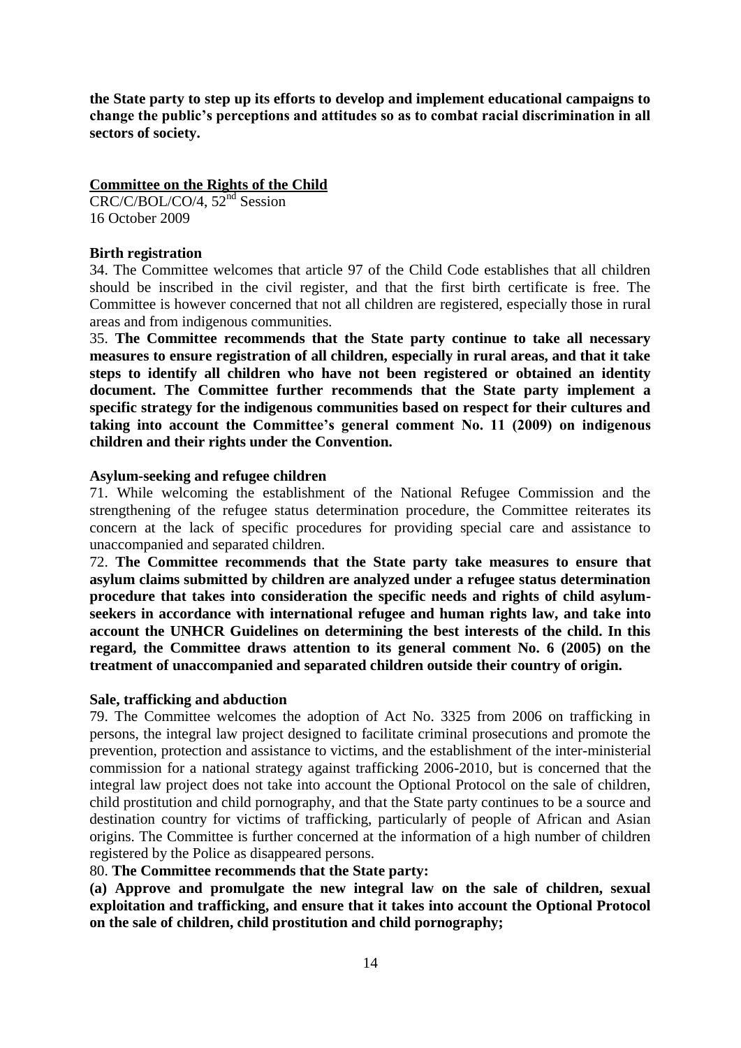**the State party to step up its efforts to develop and implement educational campaigns to change the public's perceptions and attitudes so as to combat racial discrimination in all sectors of society.**

**Committee on the Rights of the Child**

CRC/C/BOL/CO/4, 52nd Session
16 October 2009

**Birth registration**

34. The Committee welcomes that article 97 of the Child Code establishes that all children should be inscribed in the civil register, and that the first birth certificate is free. The Committee is however concerned that not all children are registered, especially those in rural areas and from indigenous communities.

35. **The Committee recommends that the State party continue to take all necessary measures to ensure registration of all children, especially in rural areas, and that it take steps to identify all children who have not been registered or obtained an identity document. The Committee further recommends that the State party implement a specific strategy for the indigenous communities based on respect for their cultures and taking into account the Committee's general comment No. 11 (2009) on indigenous children and their rights under the Convention.**

**Asylum-seeking and refugee children**

71. While welcoming the establishment of the National Refugee Commission and the strengthening of the refugee status determination procedure, the Committee reiterates its concern at the lack of specific procedures for providing special care and assistance to unaccompanied and separated children.

72. **The Committee recommends that the State party take measures to ensure that asylum claims submitted by children are analyzed under a refugee status determination procedure that takes into consideration the specific needs and rights of child asylum-seekers in accordance with international refugee and human rights law, and take into account the UNHCR Guidelines on determining the best interests of the child. In this regard, the Committee draws attention to its general comment No. 6 (2005) on the treatment of unaccompanied and separated children outside their country of origin.**

**Sale, trafficking and abduction**

79. The Committee welcomes the adoption of Act No. 3325 from 2006 on trafficking in persons, the integral law project designed to facilitate criminal prosecutions and promote the prevention, protection and assistance to victims, and the establishment of the inter-ministerial commission for a national strategy against trafficking 2006-2010, but is concerned that the integral law project does not take into account the Optional Protocol on the sale of children, child prostitution and child pornography, and that the State party continues to be a source and destination country for victims of trafficking, particularly of people of African and Asian origins. The Committee is further concerned at the information of a high number of children registered by the Police as disappeared persons.

80. **The Committee recommends that the State party:**

**(a) Approve and promulgate the new integral law on the sale of children, sexual exploitation and trafficking, and ensure that it takes into account the Optional Protocol on the sale of children, child prostitution and child pornography;**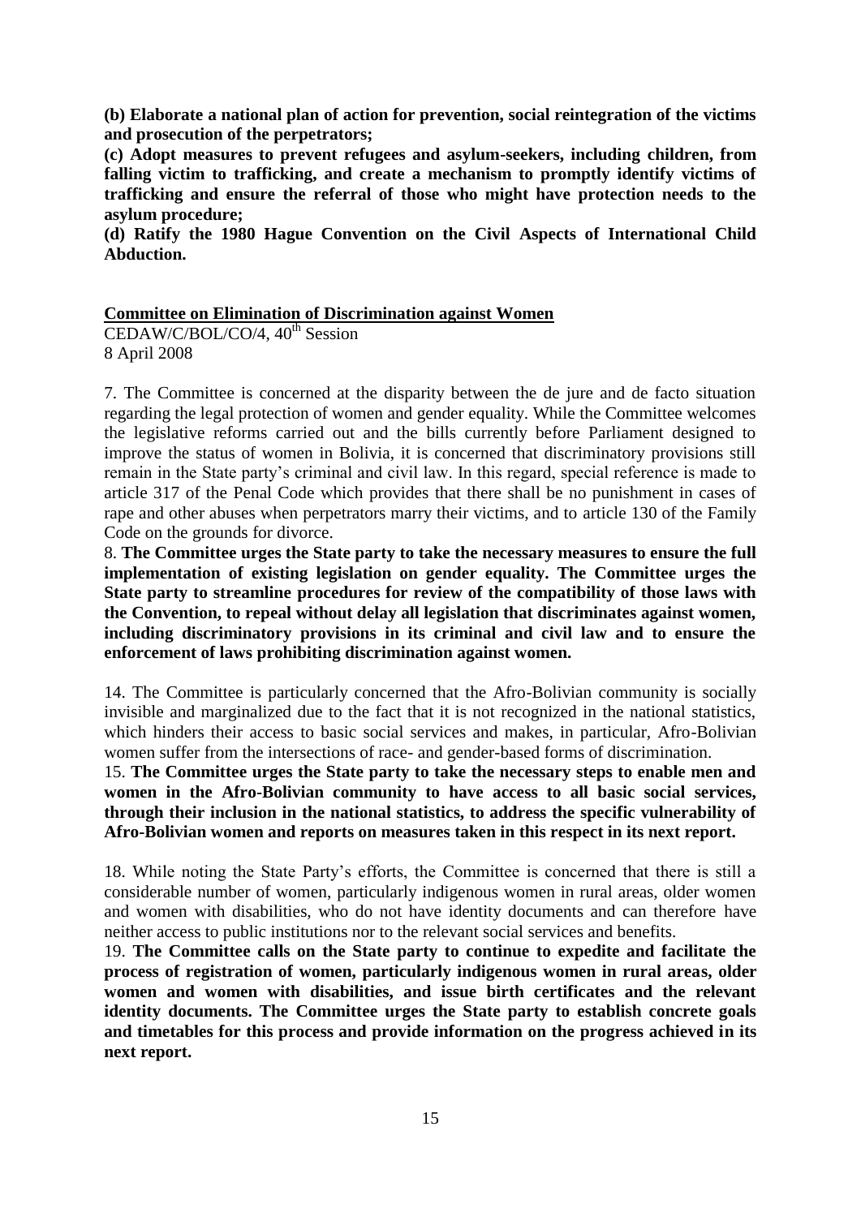**(b) Elaborate a national plan of action for prevention, social reintegration of the victims and prosecution of the perpetrators;**

**(c) Adopt measures to prevent refugees and asylum-seekers, including children, from falling victim to trafficking, and create a mechanism to promptly identify victims of trafficking and ensure the referral of those who might have protection needs to the asylum procedure;**

**(d) Ratify the 1980 Hague Convention on the Civil Aspects of International Child Abduction.**

**Committee on Elimination of Discrimination against Women**

CEDAW/C/BOL/CO/4, 40th Session
8 April 2008

7. The Committee is concerned at the disparity between the de jure and de facto situation regarding the legal protection of women and gender equality. While the Committee welcomes the legislative reforms carried out and the bills currently before Parliament designed to improve the status of women in Bolivia, it is concerned that discriminatory provisions still remain in the State party's criminal and civil law. In this regard, special reference is made to article 317 of the Penal Code which provides that there shall be no punishment in cases of rape and other abuses when perpetrators marry their victims, and to article 130 of the Family Code on the grounds for divorce.

8. **The Committee urges the State party to take the necessary measures to ensure the full implementation of existing legislation on gender equality. The Committee urges the State party to streamline procedures for review of the compatibility of those laws with the Convention, to repeal without delay all legislation that discriminates against women, including discriminatory provisions in its criminal and civil law and to ensure the enforcement of laws prohibiting discrimination against women.**

14. The Committee is particularly concerned that the Afro-Bolivian community is socially invisible and marginalized due to the fact that it is not recognized in the national statistics, which hinders their access to basic social services and makes, in particular, Afro-Bolivian women suffer from the intersections of race- and gender-based forms of discrimination.

15. **The Committee urges the State party to take the necessary steps to enable men and women in the Afro-Bolivian community to have access to all basic social services, through their inclusion in the national statistics, to address the specific vulnerability of Afro-Bolivian women and reports on measures taken in this respect in its next report.**

18. While noting the State Party's efforts, the Committee is concerned that there is still a considerable number of women, particularly indigenous women in rural areas, older women and women with disabilities, who do not have identity documents and can therefore have neither access to public institutions nor to the relevant social services and benefits.

19. **The Committee calls on the State party to continue to expedite and facilitate the process of registration of women, particularly indigenous women in rural areas, older women and women with disabilities, and issue birth certificates and the relevant identity documents. The Committee urges the State party to establish concrete goals and timetables for this process and provide information on the progress achieved in its next report.**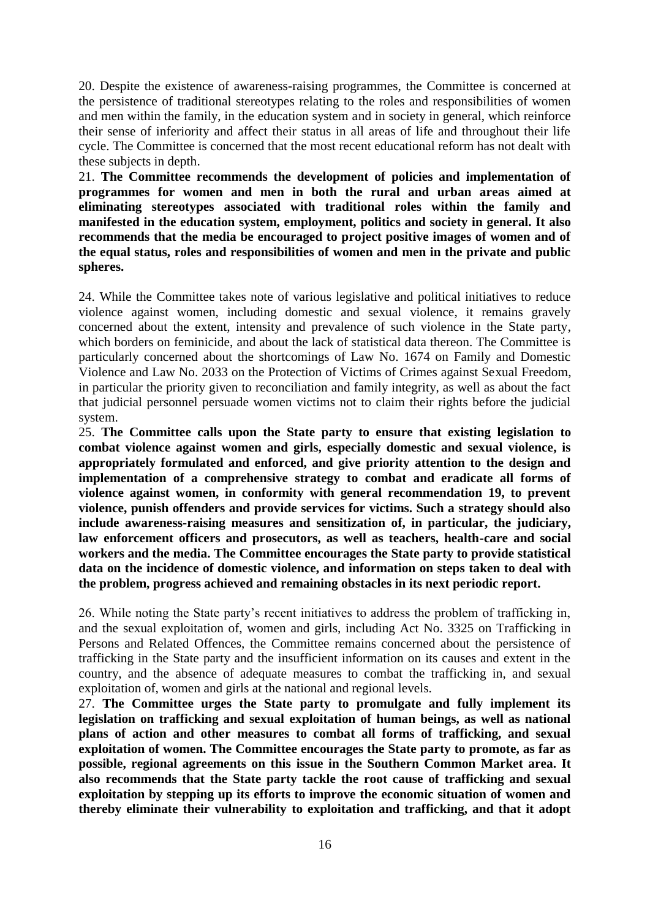20. Despite the existence of awareness-raising programmes, the Committee is concerned at the persistence of traditional stereotypes relating to the roles and responsibilities of women and men within the family, in the education system and in society in general, which reinforce their sense of inferiority and affect their status in all areas of life and throughout their life cycle. The Committee is concerned that the most recent educational reform has not dealt with these subjects in depth.

21. **The Committee recommends the development of policies and implementation of programmes for women and men in both the rural and urban areas aimed at eliminating stereotypes associated with traditional roles within the family and manifested in the education system, employment, politics and society in general. It also recommends that the media be encouraged to project positive images of women and of the equal status, roles and responsibilities of women and men in the private and public spheres.**

24. While the Committee takes note of various legislative and political initiatives to reduce violence against women, including domestic and sexual violence, it remains gravely concerned about the extent, intensity and prevalence of such violence in the State party, which borders on feminicide, and about the lack of statistical data thereon. The Committee is particularly concerned about the shortcomings of Law No. 1674 on Family and Domestic Violence and Law No. 2033 on the Protection of Victims of Crimes against Sexual Freedom, in particular the priority given to reconciliation and family integrity, as well as about the fact that judicial personnel persuade women victims not to claim their rights before the judicial system.

25. **The Committee calls upon the State party to ensure that existing legislation to combat violence against women and girls, especially domestic and sexual violence, is appropriately formulated and enforced, and give priority attention to the design and implementation of a comprehensive strategy to combat and eradicate all forms of violence against women, in conformity with general recommendation 19, to prevent violence, punish offenders and provide services for victims. Such a strategy should also include awareness-raising measures and sensitization of, in particular, the judiciary, law enforcement officers and prosecutors, as well as teachers, health-care and social workers and the media. The Committee encourages the State party to provide statistical data on the incidence of domestic violence, and information on steps taken to deal with the problem, progress achieved and remaining obstacles in its next periodic report.**

26. While noting the State party's recent initiatives to address the problem of trafficking in, and the sexual exploitation of, women and girls, including Act No. 3325 on Trafficking in Persons and Related Offences, the Committee remains concerned about the persistence of trafficking in the State party and the insufficient information on its causes and extent in the country, and the absence of adequate measures to combat the trafficking in, and sexual exploitation of, women and girls at the national and regional levels.

27. **The Committee urges the State party to promulgate and fully implement its legislation on trafficking and sexual exploitation of human beings, as well as national plans of action and other measures to combat all forms of trafficking, and sexual exploitation of women. The Committee encourages the State party to promote, as far as possible, regional agreements on this issue in the Southern Common Market area. It also recommends that the State party tackle the root cause of trafficking and sexual exploitation by stepping up its efforts to improve the economic situation of women and thereby eliminate their vulnerability to exploitation and trafficking, and that it adopt**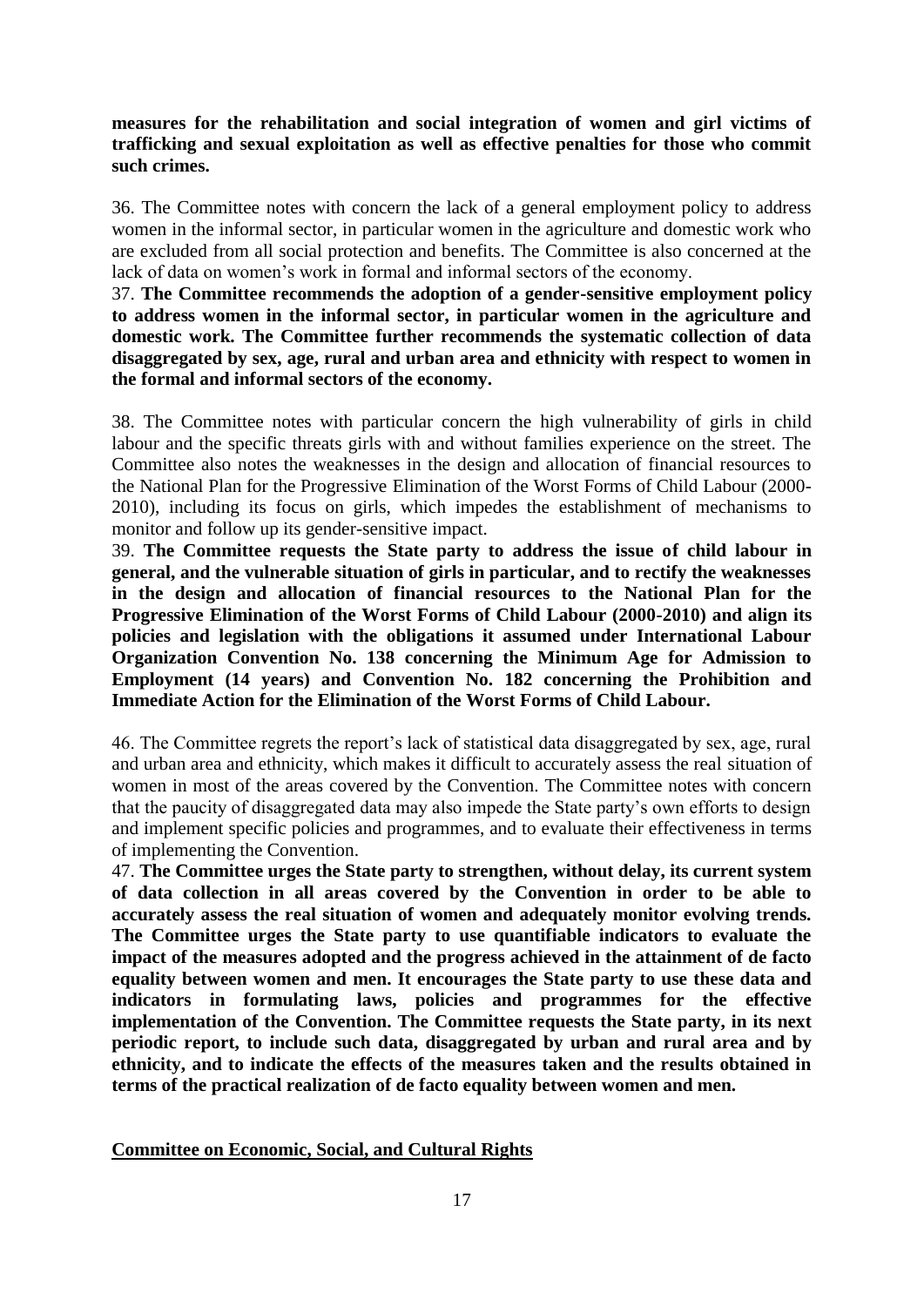**measures for the rehabilitation and social integration of women and girl victims of trafficking and sexual exploitation as well as effective penalties for those who commit such crimes.**

36. The Committee notes with concern the lack of a general employment policy to address women in the informal sector, in particular women in the agriculture and domestic work who are excluded from all social protection and benefits. The Committee is also concerned at the lack of data on women's work in formal and informal sectors of the economy.

37. **The Committee recommends the adoption of a gender-sensitive employment policy to address women in the informal sector, in particular women in the agriculture and domestic work. The Committee further recommends the systematic collection of data disaggregated by sex, age, rural and urban area and ethnicity with respect to women in the formal and informal sectors of the economy.**

38. The Committee notes with particular concern the high vulnerability of girls in child labour and the specific threats girls with and without families experience on the street. The Committee also notes the weaknesses in the design and allocation of financial resources to the National Plan for the Progressive Elimination of the Worst Forms of Child Labour (2000-2010), including its focus on girls, which impedes the establishment of mechanisms to monitor and follow up its gender-sensitive impact.

39. **The Committee requests the State party to address the issue of child labour in general, and the vulnerable situation of girls in particular, and to rectify the weaknesses in the design and allocation of financial resources to the National Plan for the Progressive Elimination of the Worst Forms of Child Labour (2000-2010) and align its policies and legislation with the obligations it assumed under International Labour Organization Convention No. 138 concerning the Minimum Age for Admission to Employment (14 years) and Convention No. 182 concerning the Prohibition and Immediate Action for the Elimination of the Worst Forms of Child Labour.**

46. The Committee regrets the report's lack of statistical data disaggregated by sex, age, rural and urban area and ethnicity, which makes it difficult to accurately assess the real situation of women in most of the areas covered by the Convention. The Committee notes with concern that the paucity of disaggregated data may also impede the State party's own efforts to design and implement specific policies and programmes, and to evaluate their effectiveness in terms of implementing the Convention.

47. **The Committee urges the State party to strengthen, without delay, its current system of data collection in all areas covered by the Convention in order to be able to accurately assess the real situation of women and adequately monitor evolving trends. The Committee urges the State party to use quantifiable indicators to evaluate the impact of the measures adopted and the progress achieved in the attainment of de facto equality between women and men. It encourages the State party to use these data and indicators in formulating laws, policies and programmes for the effective implementation of the Convention. The Committee requests the State party, in its next periodic report, to include such data, disaggregated by urban and rural area and by ethnicity, and to indicate the effects of the measures taken and the results obtained in terms of the practical realization of de facto equality between women and men.**

**Committee on Economic, Social, and Cultural Rights**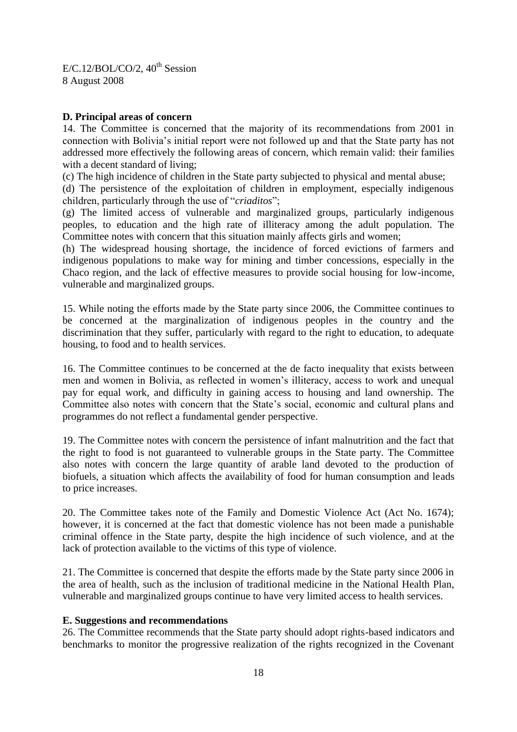E/C.12/BOL/CO/2, 40th Session
8 August 2008

**D. Principal areas of concern**

14. The Committee is concerned that the majority of its recommendations from 2001 in connection with Bolivia's initial report were not followed up and that the State party has not addressed more effectively the following areas of concern, which remain valid: their families with a decent standard of living;

(c) The high incidence of children in the State party subjected to physical and mental abuse;

(d) The persistence of the exploitation of children in employment, especially indigenous children, particularly through the use of "*criaditos*";

(g) The limited access of vulnerable and marginalized groups, particularly indigenous peoples, to education and the high rate of illiteracy among the adult population. The Committee notes with concern that this situation mainly affects girls and women;

(h) The widespread housing shortage, the incidence of forced evictions of farmers and indigenous populations to make way for mining and timber concessions, especially in the Chaco region, and the lack of effective measures to provide social housing for low-income, vulnerable and marginalized groups.

15. While noting the efforts made by the State party since 2006, the Committee continues to be concerned at the marginalization of indigenous peoples in the country and the discrimination that they suffer, particularly with regard to the right to education, to adequate housing, to food and to health services.

16. The Committee continues to be concerned at the de facto inequality that exists between men and women in Bolivia, as reflected in women's illiteracy, access to work and unequal pay for equal work, and difficulty in gaining access to housing and land ownership. The Committee also notes with concern that the State's social, economic and cultural plans and programmes do not reflect a fundamental gender perspective.

19. The Committee notes with concern the persistence of infant malnutrition and the fact that the right to food is not guaranteed to vulnerable groups in the State party. The Committee also notes with concern the large quantity of arable land devoted to the production of biofuels, a situation which affects the availability of food for human consumption and leads to price increases.

20. The Committee takes note of the Family and Domestic Violence Act (Act No. 1674); however, it is concerned at the fact that domestic violence has not been made a punishable criminal offence in the State party, despite the high incidence of such violence, and at the lack of protection available to the victims of this type of violence.

21. The Committee is concerned that despite the efforts made by the State party since 2006 in the area of health, such as the inclusion of traditional medicine in the National Health Plan, vulnerable and marginalized groups continue to have very limited access to health services.

**E. Suggestions and recommendations**

26. The Committee recommends that the State party should adopt rights-based indicators and benchmarks to monitor the progressive realization of the rights recognized in the Covenant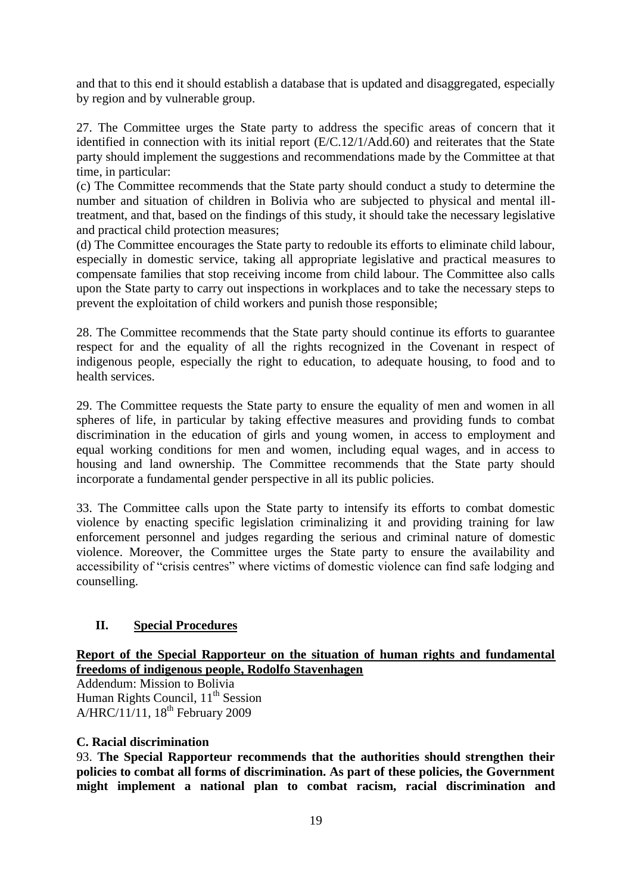and that to this end it should establish a database that is updated and disaggregated, especially by region and by vulnerable group.

27. The Committee urges the State party to address the specific areas of concern that it identified in connection with its initial report (E/C.12/1/Add.60) and reiterates that the State party should implement the suggestions and recommendations made by the Committee at that time, in particular:
(c) The Committee recommends that the State party should conduct a study to determine the number and situation of children in Bolivia who are subjected to physical and mental ill-treatment, and that, based on the findings of this study, it should take the necessary legislative and practical child protection measures;
(d) The Committee encourages the State party to redouble its efforts to eliminate child labour, especially in domestic service, taking all appropriate legislative and practical measures to compensate families that stop receiving income from child labour. The Committee also calls upon the State party to carry out inspections in workplaces and to take the necessary steps to prevent the exploitation of child workers and punish those responsible;

28. The Committee recommends that the State party should continue its efforts to guarantee respect for and the equality of all the rights recognized in the Covenant in respect of indigenous people, especially the right to education, to adequate housing, to food and to health services.

29. The Committee requests the State party to ensure the equality of men and women in all spheres of life, in particular by taking effective measures and providing funds to combat discrimination in the education of girls and young women, in access to employment and equal working conditions for men and women, including equal wages, and in access to housing and land ownership. The Committee recommends that the State party should incorporate a fundamental gender perspective in all its public policies.

33. The Committee calls upon the State party to intensify its efforts to combat domestic violence by enacting specific legislation criminalizing it and providing training for law enforcement personnel and judges regarding the serious and criminal nature of domestic violence. Moreover, the Committee urges the State party to ensure the availability and accessibility of "crisis centres" where victims of domestic violence can find safe lodging and counselling.

## II. Special Procedures

**Report of the Special Rapporteur on the situation of human rights and fundamental freedoms of indigenous people, Rodolfo Stavenhagen**
Addendum: Mission to Bolivia
Human Rights Council, 11th Session
A/HRC/11/11, 18th February 2009

**C. Racial discrimination**

93. **The Special Rapporteur recommends that the authorities should strengthen their policies to combat all forms of discrimination. As part of these policies, the Government might implement a national plan to combat racism, racial discrimination and**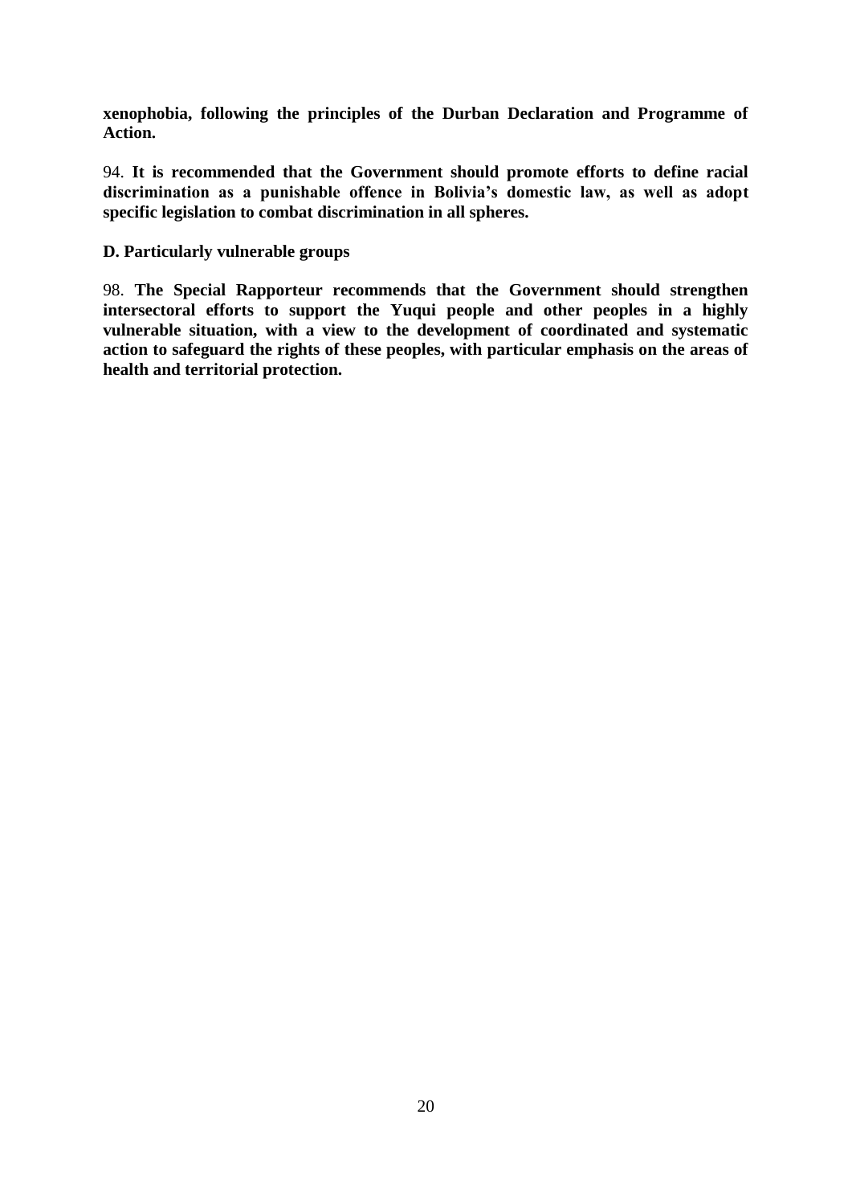**xenophobia, following the principles of the Durban Declaration and Programme of Action.**

94. **It is recommended that the Government should promote efforts to define racial discrimination as a punishable offence in Bolivia's domestic law, as well as adopt specific legislation to combat discrimination in all spheres.**

**D. Particularly vulnerable groups**

98. **The Special Rapporteur recommends that the Government should strengthen intersectoral efforts to support the Yuqui people and other peoples in a highly vulnerable situation, with a view to the development of coordinated and systematic action to safeguard the rights of these peoples, with particular emphasis on the areas of health and territorial protection.**